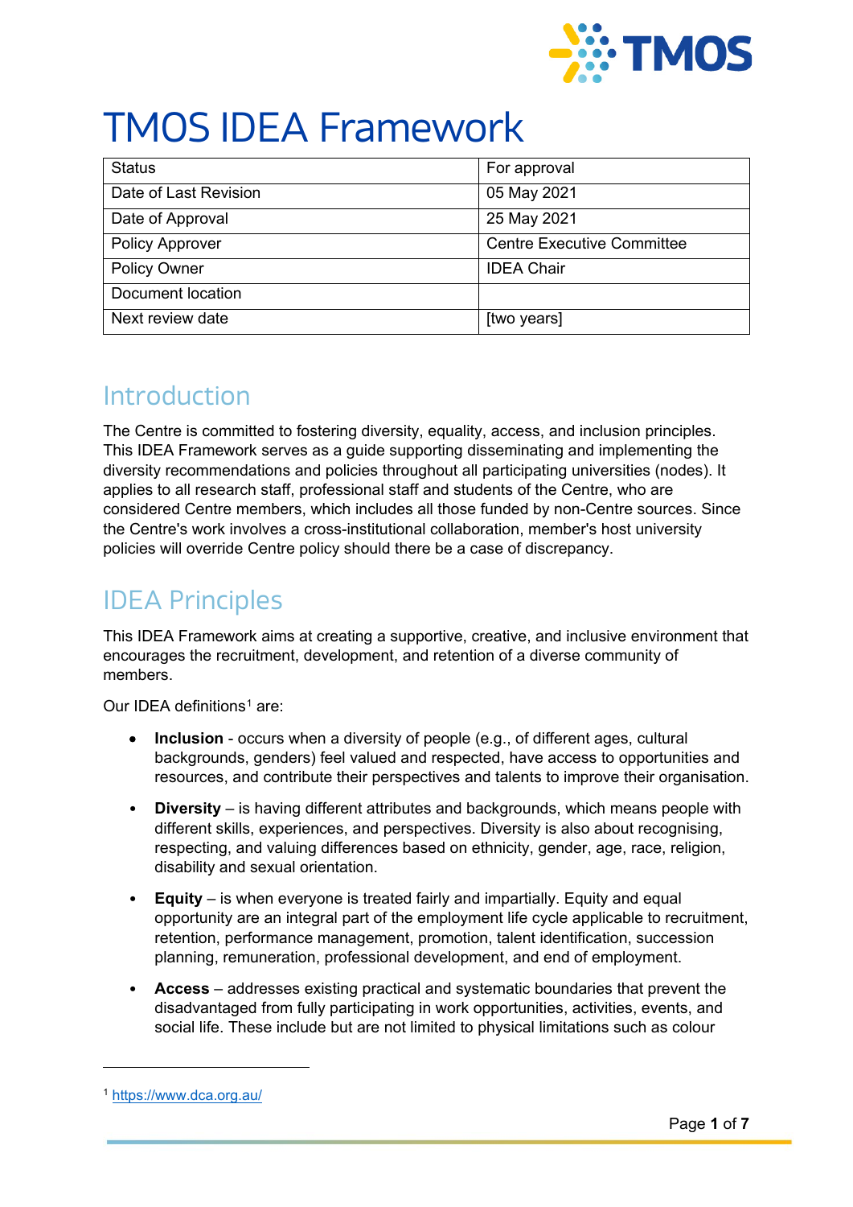# TMOS IDEA Framework

| Status | For approval |
|---|---|
| Date of Last Revision | 05 May 2021 |
| Date of Approval | 25 May 2021 |
| Policy Approver | Centre Executive Committee |
| Policy Owner | IDEA Chair |
| Document location | |
| Next review date | [two years] |

## Introduction

The Centre is committed to fostering diversity, equality, access, and inclusion principles. This IDEA Framework serves as a guide supporting disseminating and implementing the diversity recommendations and policies throughout all participating universities (nodes). It applies to all research staff, professional staff and students of the Centre, who are considered Centre members, which includes all those funded by non-Centre sources. Since the Centre's work involves a cross-institutional collaboration, member's host university policies will override Centre policy should there be a case of discrepancy.

## IDEA Principles

This IDEA Framework aims at creating a supportive, creative, and inclusive environment that encourages the recruitment, development, and retention of a diverse community of members.

Our IDEA definitions[1] are:

- **Inclusion** - occurs when a diversity of people (e.g., of different ages, cultural backgrounds, genders) feel valued and respected, have access to opportunities and resources, and contribute their perspectives and talents to improve their organisation.
- **Diversity** – is having different attributes and backgrounds, which means people with different skills, experiences, and perspectives. Diversity is also about recognising, respecting, and valuing differences based on ethnicity, gender, age, race, religion, disability and sexual orientation.
- **Equity** – is when everyone is treated fairly and impartially. Equity and equal opportunity are an integral part of the employment life cycle applicable to recruitment, retention, performance management, promotion, talent identification, succession planning, remuneration, professional development, and end of employment.
- **Access** – addresses existing practical and systematic boundaries that prevent the disadvantaged from fully participating in work opportunities, activities, events, and social life. These include but are not limited to physical limitations such as colour

[1] https://www.dca.org.au/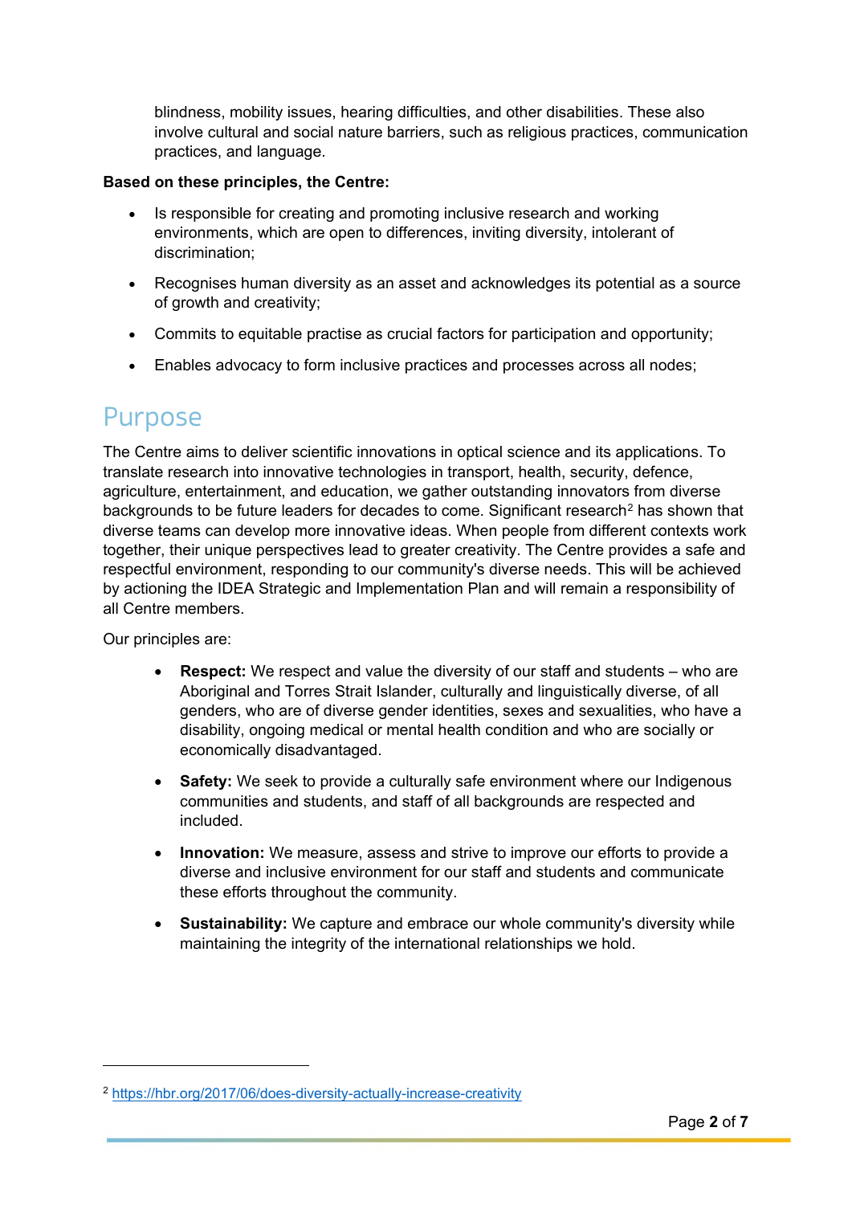blindness, mobility issues, hearing difficulties, and other disabilities. These also involve cultural and social nature barriers, such as religious practices, communication practices, and language.

**Based on these principles, the Centre:**

- Is responsible for creating and promoting inclusive research and working environments, which are open to differences, inviting diversity, intolerant of discrimination;
- Recognises human diversity as an asset and acknowledges its potential as a source of growth and creativity;
- Commits to equitable practise as crucial factors for participation and opportunity;
- Enables advocacy to form inclusive practices and processes across all nodes;

# Purpose

The Centre aims to deliver scientific innovations in optical science and its applications. To translate research into innovative technologies in transport, health, security, defence, agriculture, entertainment, and education, we gather outstanding innovators from diverse backgrounds to be future leaders for decades to come. Significant research[2] has shown that diverse teams can develop more innovative ideas. When people from different contexts work together, their unique perspectives lead to greater creativity. The Centre provides a safe and respectful environment, responding to our community's diverse needs. This will be achieved by actioning the IDEA Strategic and Implementation Plan and will remain a responsibility of all Centre members.

Our principles are:

- **Respect:** We respect and value the diversity of our staff and students – who are Aboriginal and Torres Strait Islander, culturally and linguistically diverse, of all genders, who are of diverse gender identities, sexes and sexualities, who have a disability, ongoing medical or mental health condition and who are socially or economically disadvantaged.
- **Safety:** We seek to provide a culturally safe environment where our Indigenous communities and students, and staff of all backgrounds are respected and included.
- **Innovation:** We measure, assess and strive to improve our efforts to provide a diverse and inclusive environment for our staff and students and communicate these efforts throughout the community.
- **Sustainability:** We capture and embrace our whole community's diversity while maintaining the integrity of the international relationships we hold.

---

[2] https://hbr.org/2017/06/does-diversity-actually-increase-creativity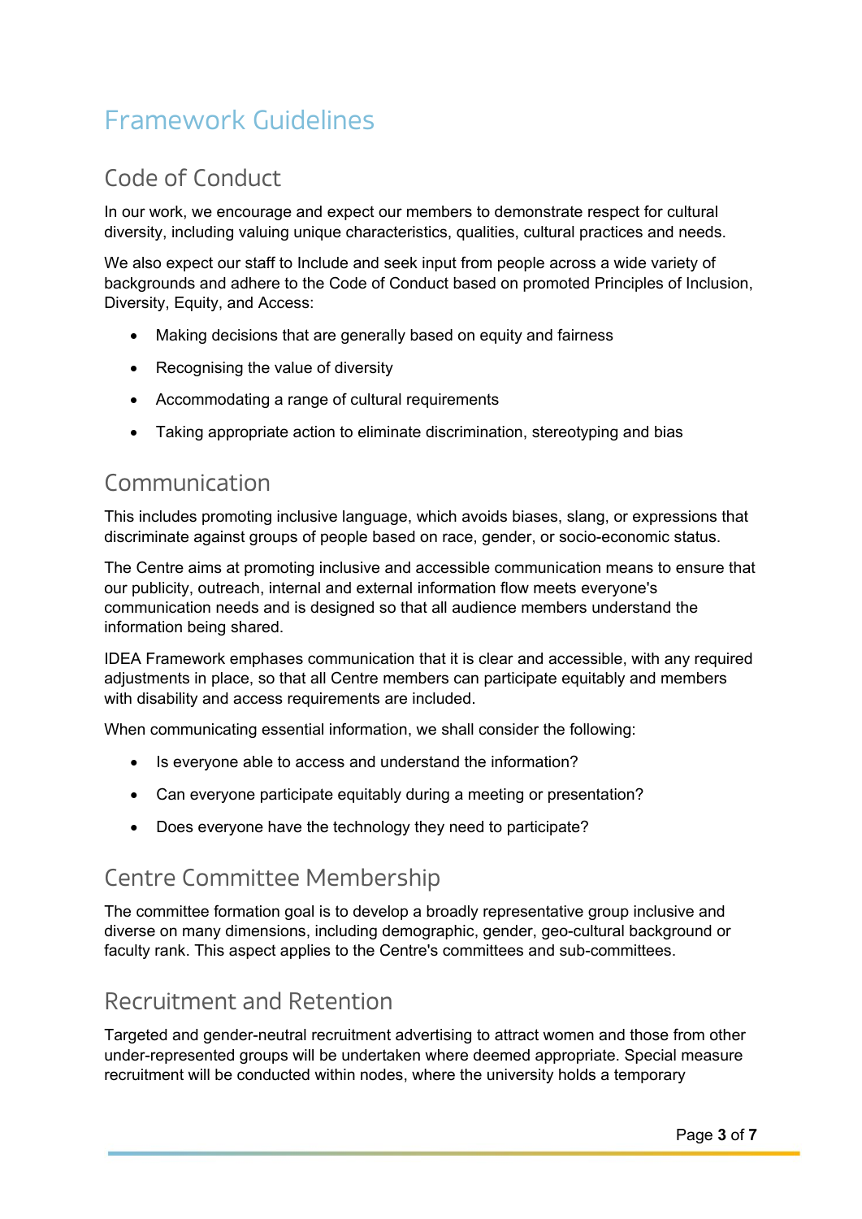# Framework Guidelines

## Code of Conduct

In our work, we encourage and expect our members to demonstrate respect for cultural diversity, including valuing unique characteristics, qualities, cultural practices and needs.

We also expect our staff to Include and seek input from people across a wide variety of backgrounds and adhere to the Code of Conduct based on promoted Principles of Inclusion, Diversity, Equity, and Access:

- Making decisions that are generally based on equity and fairness
- Recognising the value of diversity
- Accommodating a range of cultural requirements
- Taking appropriate action to eliminate discrimination, stereotyping and bias

## Communication

This includes promoting inclusive language, which avoids biases, slang, or expressions that discriminate against groups of people based on race, gender, or socio-economic status.

The Centre aims at promoting inclusive and accessible communication means to ensure that our publicity, outreach, internal and external information flow meets everyone's communication needs and is designed so that all audience members understand the information being shared.

IDEA Framework emphases communication that it is clear and accessible, with any required adjustments in place, so that all Centre members can participate equitably and members with disability and access requirements are included.

When communicating essential information, we shall consider the following:

- Is everyone able to access and understand the information?
- Can everyone participate equitably during a meeting or presentation?
- Does everyone have the technology they need to participate?

## Centre Committee Membership

The committee formation goal is to develop a broadly representative group inclusive and diverse on many dimensions, including demographic, gender, geo-cultural background or faculty rank. This aspect applies to the Centre's committees and sub-committees.

## Recruitment and Retention

Targeted and gender-neutral recruitment advertising to attract women and those from other under-represented groups will be undertaken where deemed appropriate. Special measure recruitment will be conducted within nodes, where the university holds a temporary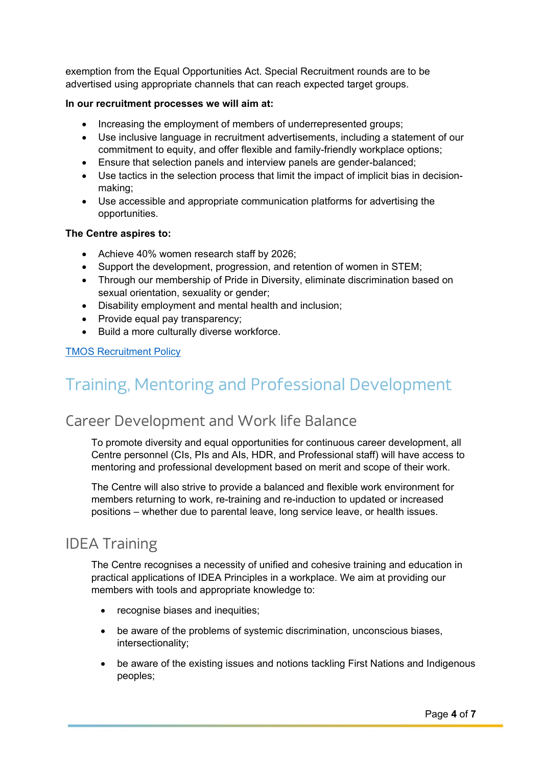exemption from the Equal Opportunities Act. Special Recruitment rounds are to be advertised using appropriate channels that can reach expected target groups.

**In our recruitment processes we will aim at:**

- Increasing the employment of members of underrepresented groups;
- Use inclusive language in recruitment advertisements, including a statement of our commitment to equity, and offer flexible and family-friendly workplace options;
- Ensure that selection panels and interview panels are gender-balanced;
- Use tactics in the selection process that limit the impact of implicit bias in decision-making;
- Use accessible and appropriate communication platforms for advertising the opportunities.

**The Centre aspires to:**

- Achieve 40% women research staff by 2026;
- Support the development, progression, and retention of women in STEM;
- Through our membership of Pride in Diversity, eliminate discrimination based on sexual orientation, sexuality or gender;
- Disability employment and mental health and inclusion;
- Provide equal pay transparency;
- Build a more culturally diverse workforce.

[TMOS Recruitment Policy]

# Training, Mentoring and Professional Development

## Career Development and Work life Balance

To promote diversity and equal opportunities for continuous career development, all Centre personnel (CIs, PIs and AIs, HDR, and Professional staff) will have access to mentoring and professional development based on merit and scope of their work.

The Centre will also strive to provide a balanced and flexible work environment for members returning to work, re-training and re-induction to updated or increased positions – whether due to parental leave, long service leave, or health issues.

## IDEA Training

The Centre recognises a necessity of unified and cohesive training and education in practical applications of IDEA Principles in a workplace. We aim at providing our members with tools and appropriate knowledge to:

- recognise biases and inequities;
- be aware of the problems of systemic discrimination, unconscious biases, intersectionality;
- be aware of the existing issues and notions tackling First Nations and Indigenous peoples;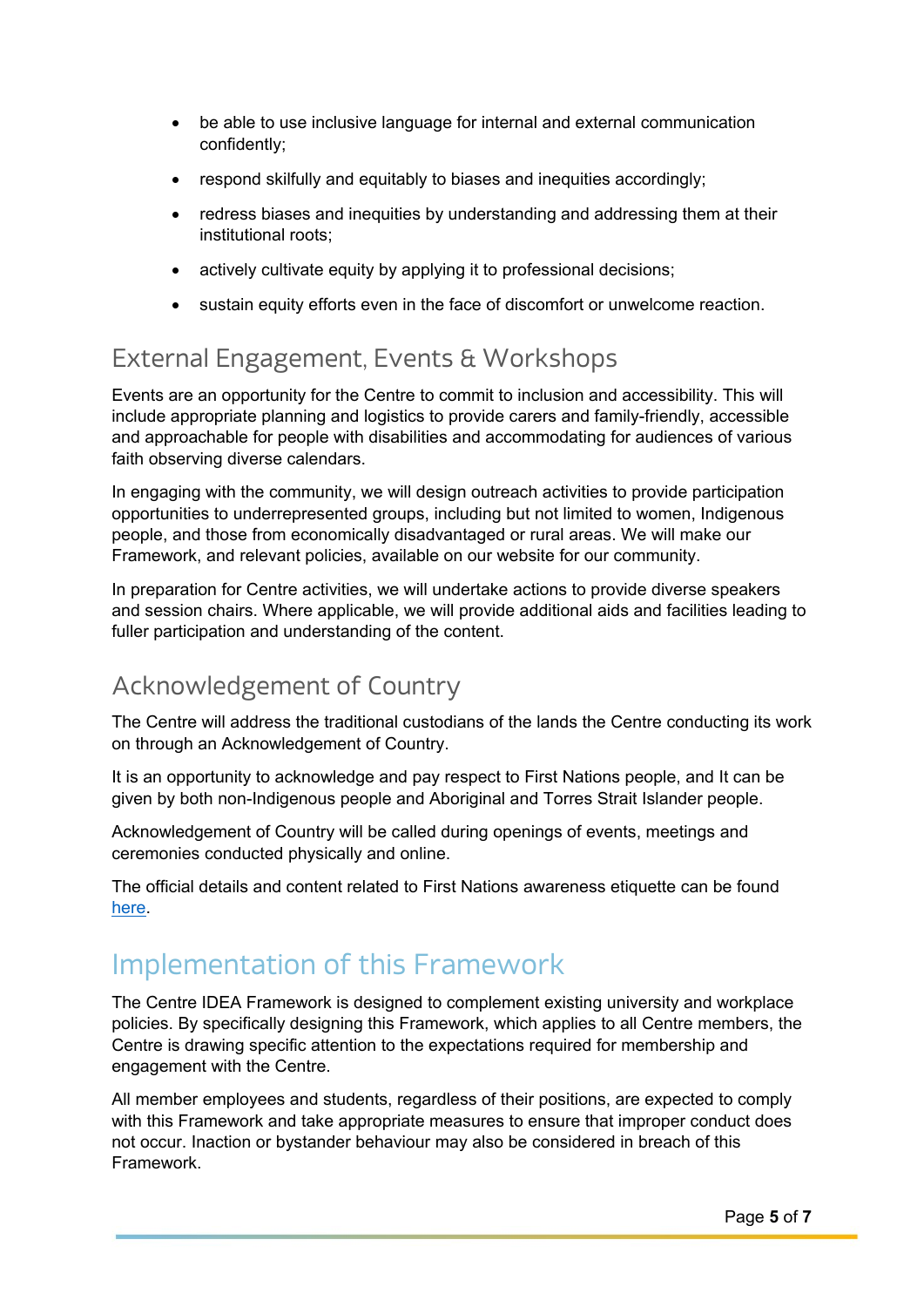- be able to use inclusive language for internal and external communication confidently;
- respond skilfully and equitably to biases and inequities accordingly;
- redress biases and inequities by understanding and addressing them at their institutional roots;
- actively cultivate equity by applying it to professional decisions;
- sustain equity efforts even in the face of discomfort or unwelcome reaction.

## External Engagement, Events & Workshops

Events are an opportunity for the Centre to commit to inclusion and accessibility. This will include appropriate planning and logistics to provide carers and family-friendly, accessible and approachable for people with disabilities and accommodating for audiences of various faith observing diverse calendars.

In engaging with the community, we will design outreach activities to provide participation opportunities to underrepresented groups, including but not limited to women, Indigenous people, and those from economically disadvantaged or rural areas. We will make our Framework, and relevant policies, available on our website for our community.

In preparation for Centre activities, we will undertake actions to provide diverse speakers and session chairs. Where applicable, we will provide additional aids and facilities leading to fuller participation and understanding of the content.

## Acknowledgement of Country

The Centre will address the traditional custodians of the lands the Centre conducting its work on through an Acknowledgement of Country.

It is an opportunity to acknowledge and pay respect to First Nations people, and It can be given by both non-Indigenous people and Aboriginal and Torres Strait Islander people.

Acknowledgement of Country will be called during openings of events, meetings and ceremonies conducted physically and online.

The official details and content related to First Nations awareness etiquette can be found here.

# Implementation of this Framework

The Centre IDEA Framework is designed to complement existing university and workplace policies. By specifically designing this Framework, which applies to all Centre members, the Centre is drawing specific attention to the expectations required for membership and engagement with the Centre.

All member employees and students, regardless of their positions, are expected to comply with this Framework and take appropriate measures to ensure that improper conduct does not occur. Inaction or bystander behaviour may also be considered in breach of this Framework.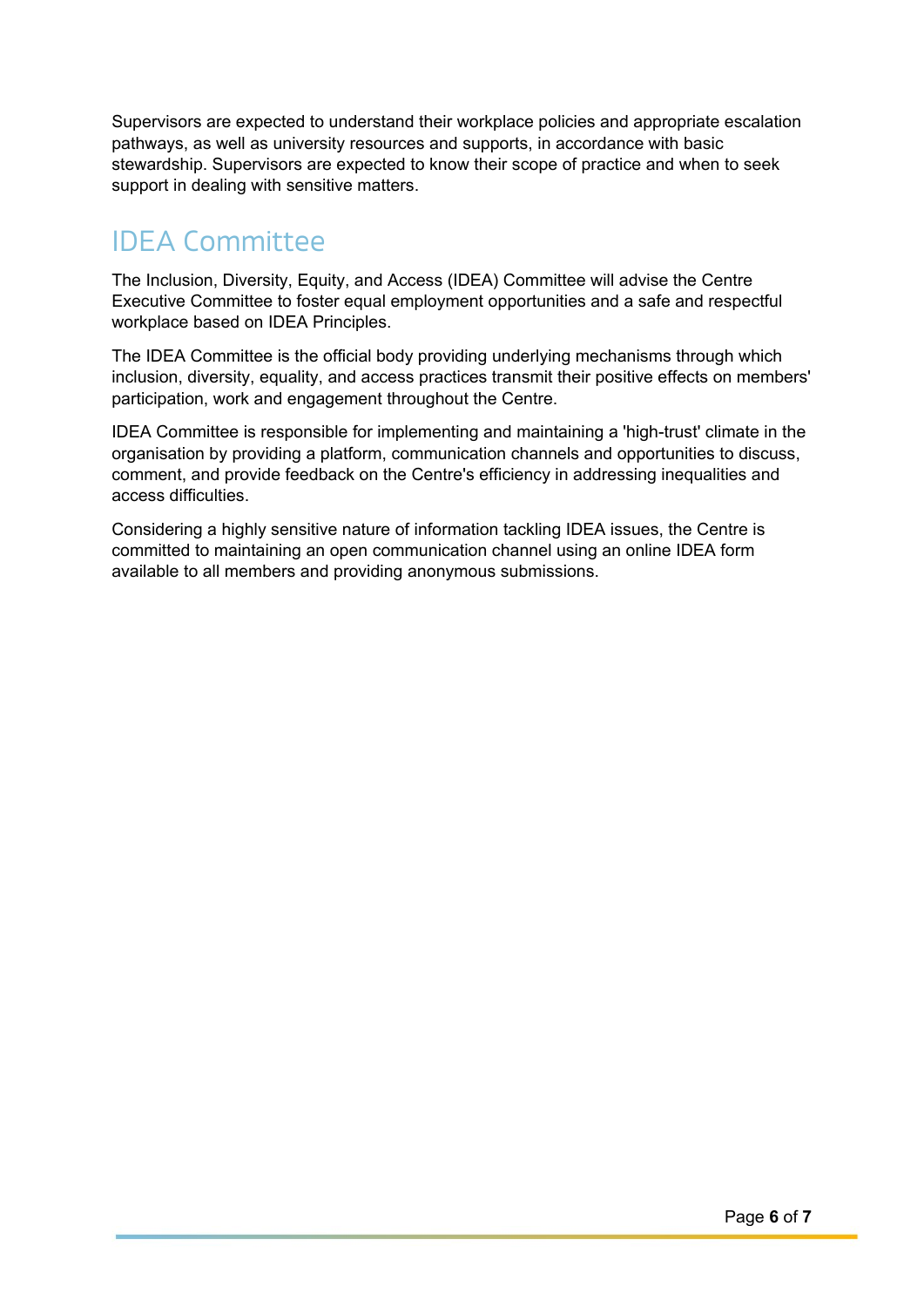Supervisors are expected to understand their workplace policies and appropriate escalation pathways, as well as university resources and supports, in accordance with basic stewardship. Supervisors are expected to know their scope of practice and when to seek support in dealing with sensitive matters.

## IDEA Committee

The Inclusion, Diversity, Equity, and Access (IDEA) Committee will advise the Centre Executive Committee to foster equal employment opportunities and a safe and respectful workplace based on IDEA Principles.

The IDEA Committee is the official body providing underlying mechanisms through which inclusion, diversity, equality, and access practices transmit their positive effects on members' participation, work and engagement throughout the Centre.

IDEA Committee is responsible for implementing and maintaining a 'high-trust' climate in the organisation by providing a platform, communication channels and opportunities to discuss, comment, and provide feedback on the Centre's efficiency in addressing inequalities and access difficulties.

Considering a highly sensitive nature of information tackling IDEA issues, the Centre is committed to maintaining an open communication channel using an online IDEA form available to all members and providing anonymous submissions.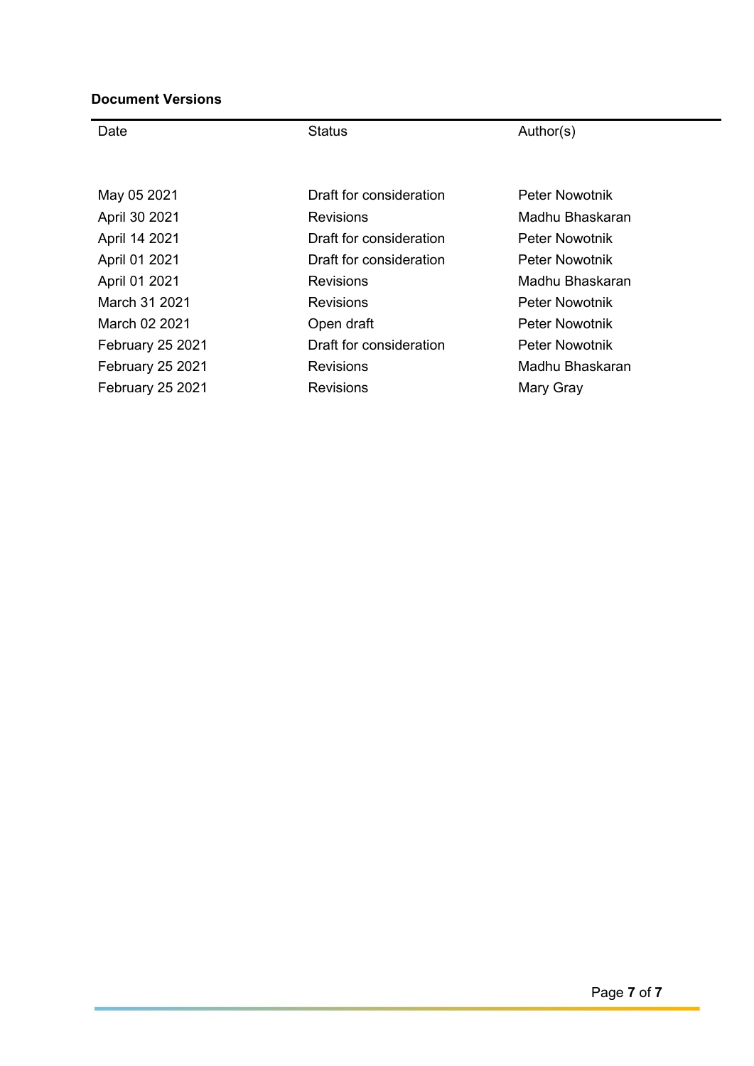**Document Versions**

| Date | Status | Author(s) |
|---|---|---|
| May 05 2021 | Draft for consideration | Peter Nowotnik |
| April 30 2021 | Revisions | Madhu Bhaskaran |
| April 14 2021 | Draft for consideration | Peter Nowotnik |
| April 01 2021 | Draft for consideration | Peter Nowotnik |
| April 01 2021 | Revisions | Madhu Bhaskaran |
| March 31 2021 | Revisions | Peter Nowotnik |
| March 02 2021 | Open draft | Peter Nowotnik |
| February 25 2021 | Draft for consideration | Peter Nowotnik |
| February 25 2021 | Revisions | Madhu Bhaskaran |
| February 25 2021 | Revisions | Mary Gray |